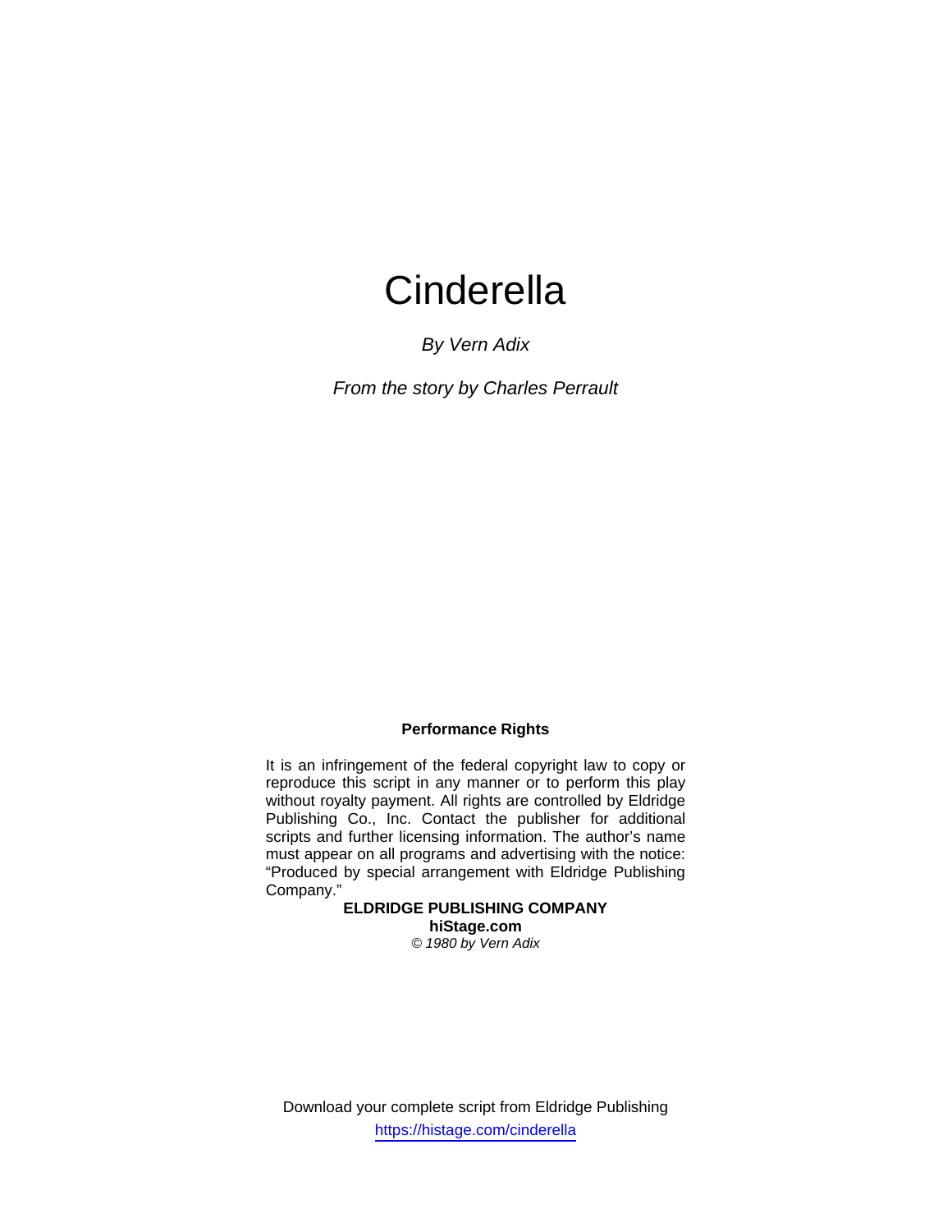# Cinderella

*By Vern Adix*

*From the story by Charles Perrault*

**Performance Rights**

It is an infringement of the federal copyright law to copy or reproduce this script in any manner or to perform this play without royalty payment. All rights are controlled by Eldridge Publishing Co., Inc. Contact the publisher for additional scripts and further licensing information. The author's name must appear on all programs and advertising with the notice: "Produced by special arrangement with Eldridge Publishing Company."

**ELDRIDGE PUBLISHING COMPANY**
**hiStage.com**
*© 1980 by Vern Adix*

Download your complete script from Eldridge Publishing
https://histage.com/cinderella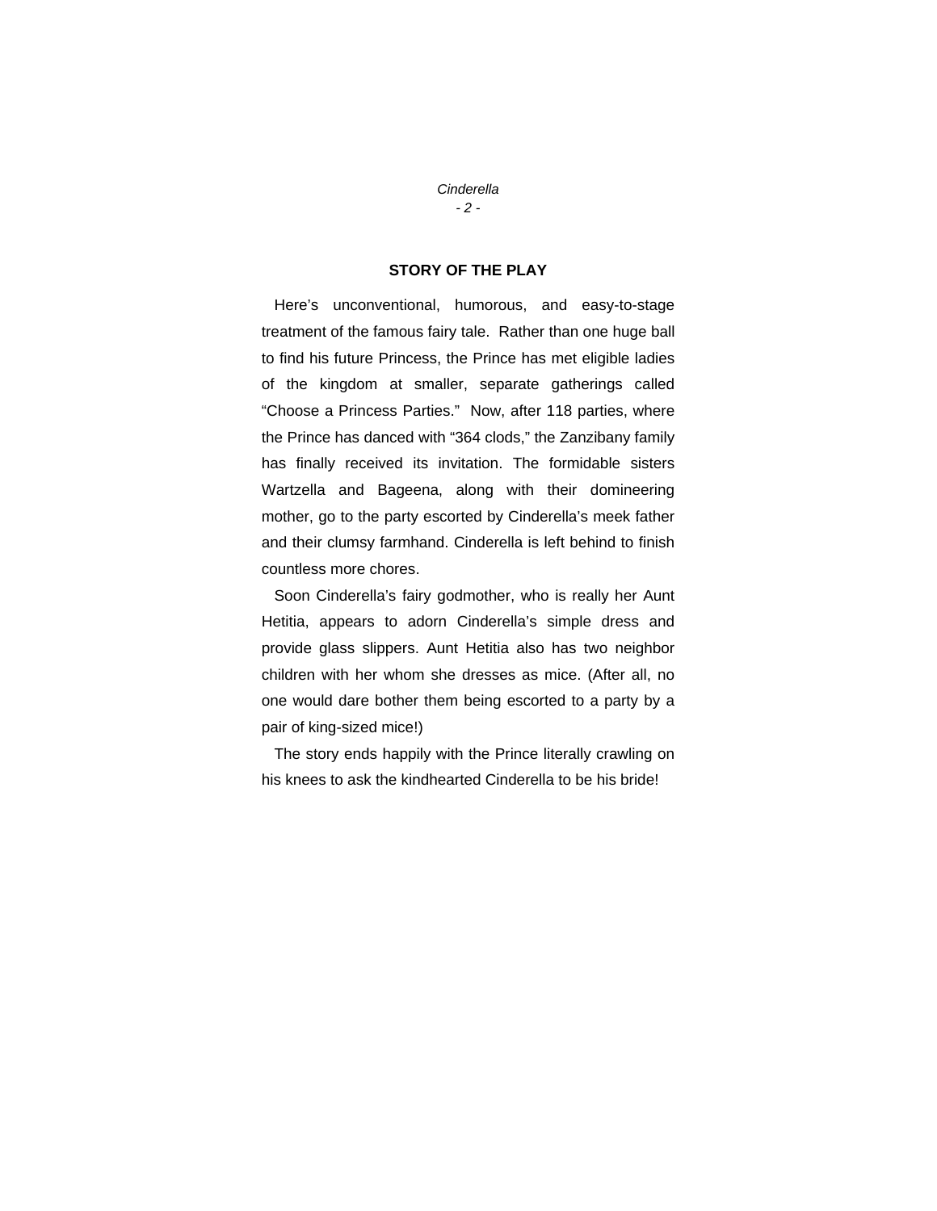## STORY OF THE PLAY

Here's unconventional, humorous, and easy-to-stage treatment of the famous fairy tale. Rather than one huge ball to find his future Princess, the Prince has met eligible ladies of the kingdom at smaller, separate gatherings called "Choose a Princess Parties." Now, after 118 parties, where the Prince has danced with "364 clods," the Zanzibany family has finally received its invitation. The formidable sisters Wartzella and Bageena, along with their domineering mother, go to the party escorted by Cinderella's meek father and their clumsy farmhand. Cinderella is left behind to finish countless more chores.

Soon Cinderella's fairy godmother, who is really her Aunt Hetitia, appears to adorn Cinderella's simple dress and provide glass slippers. Aunt Hetitia also has two neighbor children with her whom she dresses as mice. (After all, no one would dare bother them being escorted to a party by a pair of king-sized mice!)

The story ends happily with the Prince literally crawling on his knees to ask the kindhearted Cinderella to be his bride!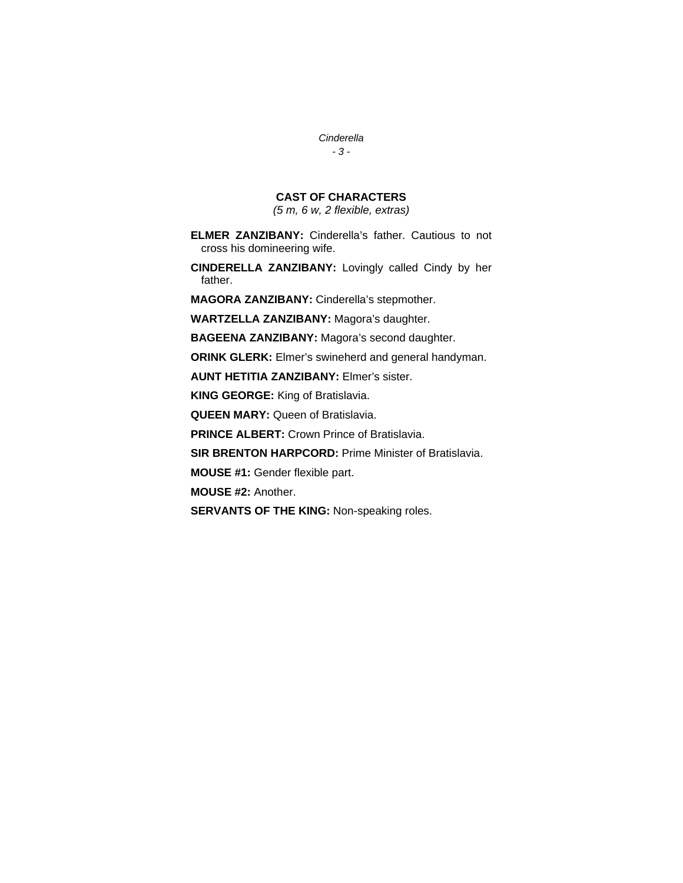## CAST OF CHARACTERS

*(5 m, 6 w, 2 flexible, extras)*

**ELMER ZANZIBANY:** Cinderella's father. Cautious to not cross his domineering wife.

**CINDERELLA ZANZIBANY:** Lovingly called Cindy by her father.

**MAGORA ZANZIBANY:** Cinderella's stepmother.

**WARTZELLA ZANZIBANY:** Magora's daughter.

**BAGEENA ZANZIBANY:** Magora's second daughter.

**ORINK GLERK:** Elmer's swineherd and general handyman.

**AUNT HETITIA ZANZIBANY:** Elmer's sister.

**KING GEORGE:** King of Bratislavia.

**QUEEN MARY:** Queen of Bratislavia.

**PRINCE ALBERT:** Crown Prince of Bratislavia.

**SIR BRENTON HARPCORD:** Prime Minister of Bratislavia.

**MOUSE #1:** Gender flexible part.

**MOUSE #2:** Another.

**SERVANTS OF THE KING:** Non-speaking roles.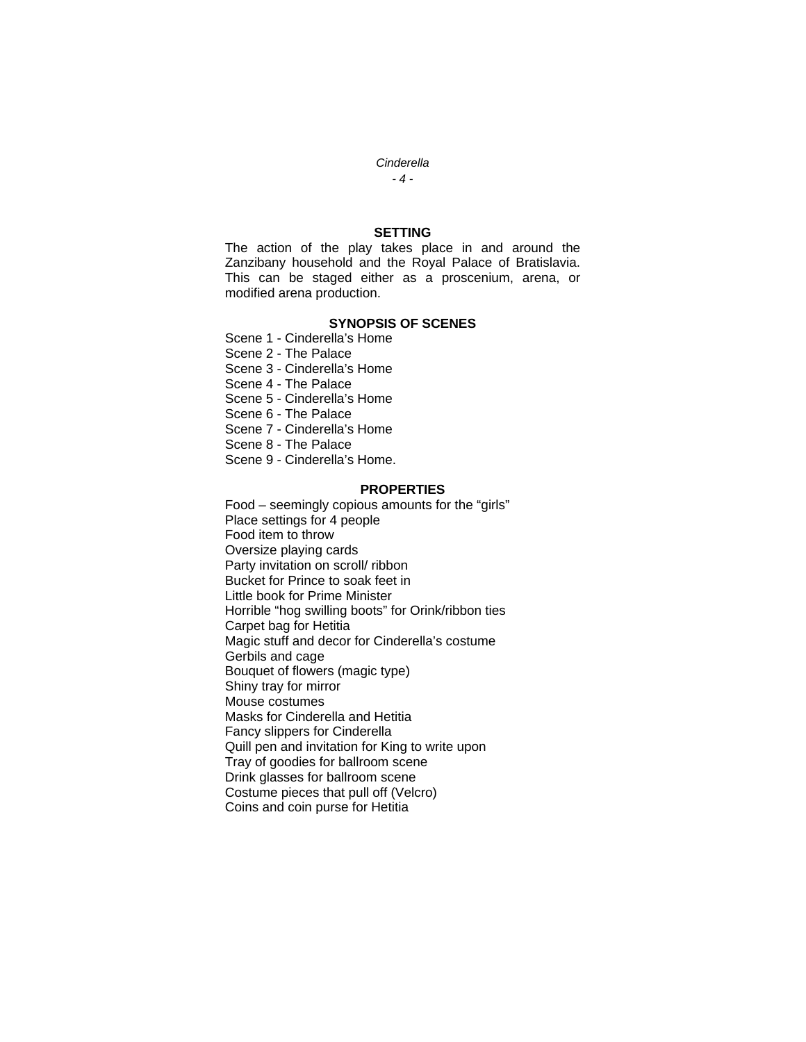## SETTING

The action of the play takes place in and around the Zanzibany household and the Royal Palace of Bratislavia. This can be staged either as a proscenium, arena, or modified arena production.

## SYNOPSIS OF SCENES

Scene 1 - Cinderella's Home
Scene 2 - The Palace
Scene 3 - Cinderella's Home
Scene 4 - The Palace
Scene 5 - Cinderella's Home
Scene 6 - The Palace
Scene 7 - Cinderella's Home
Scene 8 - The Palace
Scene 9 - Cinderella's Home.

## PROPERTIES

Food – seemingly copious amounts for the "girls"
Place settings for 4 people
Food item to throw
Oversize playing cards
Party invitation on scroll/ ribbon
Bucket for Prince to soak feet in
Little book for Prime Minister
Horrible "hog swilling boots" for Orink/ribbon ties
Carpet bag for Hetitia
Magic stuff and decor for Cinderella's costume
Gerbils and cage
Bouquet of flowers (magic type)
Shiny tray for mirror
Mouse costumes
Masks for Cinderella and Hetitia
Fancy slippers for Cinderella
Quill pen and invitation for King to write upon
Tray of goodies for ballroom scene
Drink glasses for ballroom scene
Costume pieces that pull off (Velcro)
Coins and coin purse for Hetitia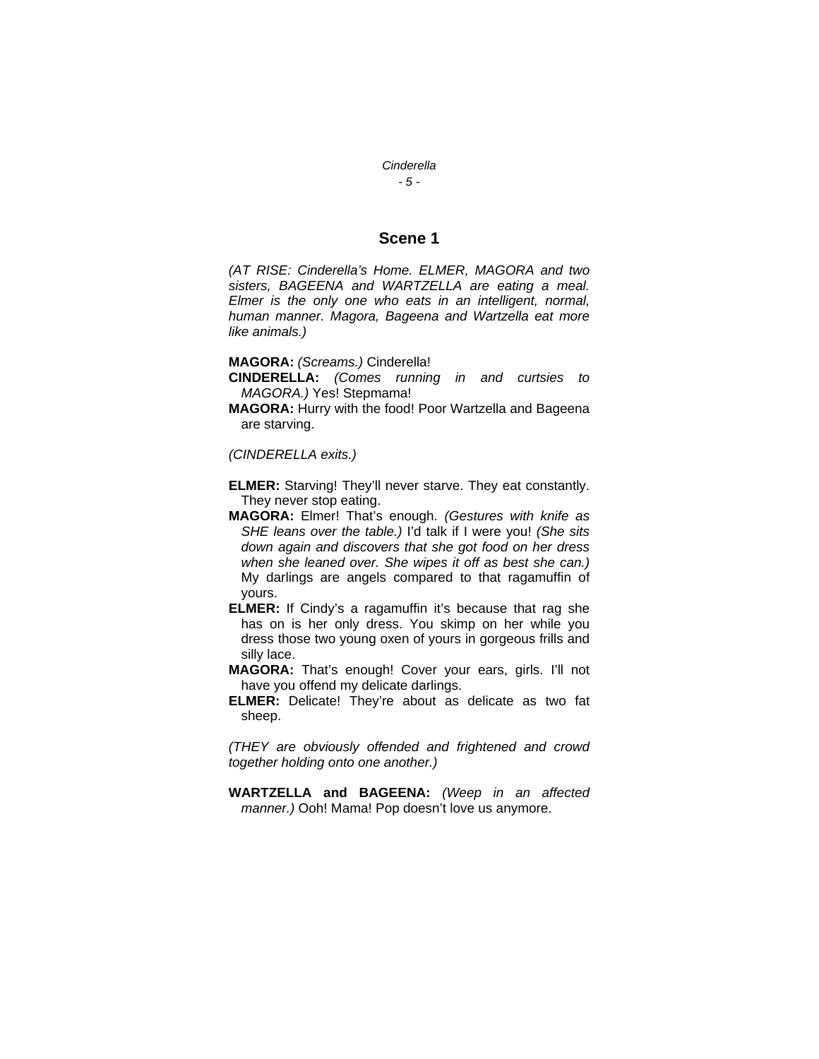## Scene 1

*(AT RISE: Cinderella's Home. ELMER, MAGORA and two sisters, BAGEENA and WARTZELLA are eating a meal. Elmer is the only one who eats in an intelligent, normal, human manner. Magora, Bageena and Wartzella eat more like animals.)*

**MAGORA:** *(Screams.)* Cinderella!

**CINDERELLA:** *(Comes running in and curtsies to MAGORA.)* Yes! Stepmama!

**MAGORA:** Hurry with the food! Poor Wartzella and Bageena are starving.

*(CINDERELLA exits.)*

**ELMER:** Starving! They'll never starve. They eat constantly. They never stop eating.

**MAGORA:** Elmer! That's enough. *(Gestures with knife as SHE leans over the table.)* I'd talk if I were you! *(She sits down again and discovers that she got food on her dress when she leaned over. She wipes it off as best she can.)* My darlings are angels compared to that ragamuffin of yours.

**ELMER:** If Cindy's a ragamuffin it's because that rag she has on is her only dress. You skimp on her while you dress those two young oxen of yours in gorgeous frills and silly lace.

**MAGORA:** That's enough! Cover your ears, girls. I'll not have you offend my delicate darlings.

**ELMER:** Delicate! They're about as delicate as two fat sheep.

*(THEY are obviously offended and frightened and crowd together holding onto one another.)*

**WARTZELLA and BAGEENA:** *(Weep in an affected manner.)* Ooh! Mama! Pop doesn't love us anymore.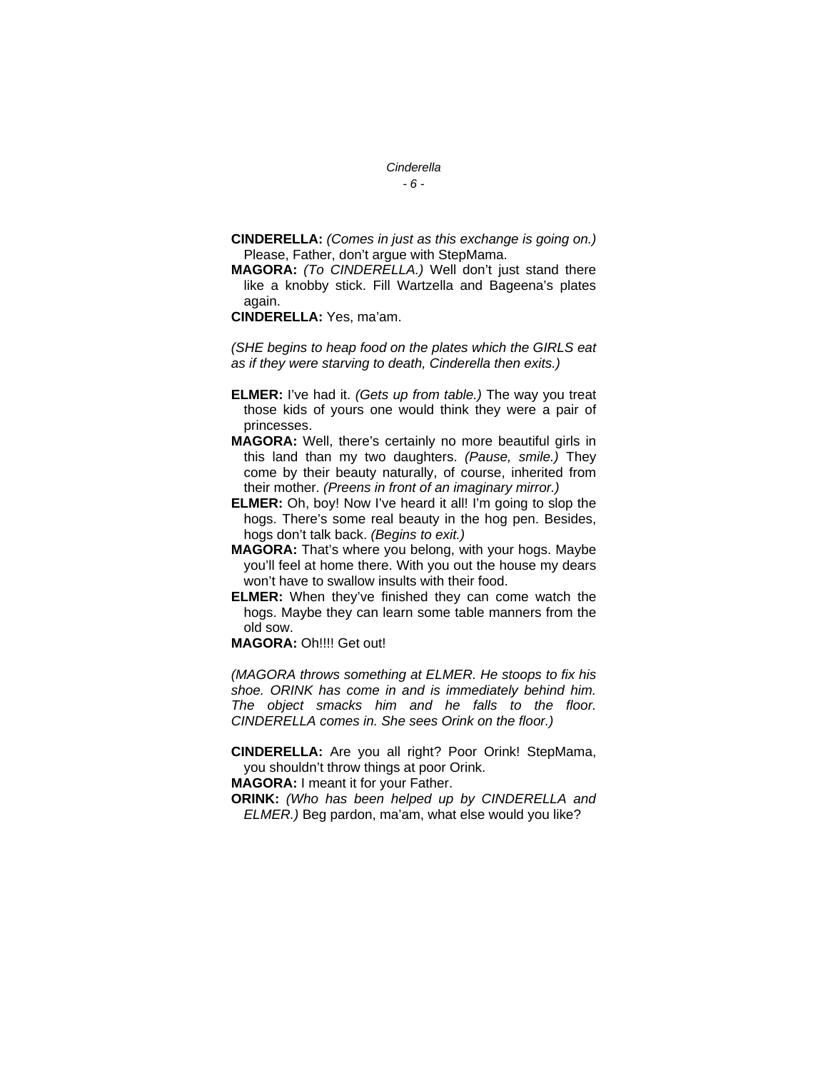**CINDERELLA:** *(Comes in just as this exchange is going on.)* Please, Father, don't argue with StepMama.

**MAGORA:** *(To CINDERELLA.)* Well don't just stand there like a knobby stick. Fill Wartzella and Bageena's plates again.

**CINDERELLA:** Yes, ma'am.

*(SHE begins to heap food on the plates which the GIRLS eat as if they were starving to death, Cinderella then exits.)*

**ELMER:** I've had it. *(Gets up from table.)* The way you treat those kids of yours one would think they were a pair of princesses.

**MAGORA:** Well, there's certainly no more beautiful girls in this land than my two daughters. *(Pause, smile.)* They come by their beauty naturally, of course, inherited from their mother. *(Preens in front of an imaginary mirror.)*

**ELMER:** Oh, boy! Now I've heard it all! I'm going to slop the hogs. There's some real beauty in the hog pen. Besides, hogs don't talk back. *(Begins to exit.)*

**MAGORA:** That's where you belong, with your hogs. Maybe you'll feel at home there. With you out the house my dears won't have to swallow insults with their food.

**ELMER:** When they've finished they can come watch the hogs. Maybe they can learn some table manners from the old sow.

**MAGORA:** Oh!!!! Get out!

*(MAGORA throws something at ELMER. He stoops to fix his shoe. ORINK has come in and is immediately behind him. The object smacks him and he falls to the floor. CINDERELLA comes in. She sees Orink on the floor.)*

**CINDERELLA:** Are you all right? Poor Orink! StepMama, you shouldn't throw things at poor Orink.

**MAGORA:** I meant it for your Father.

**ORINK:** *(Who has been helped up by CINDERELLA and ELMER.)* Beg pardon, ma'am, what else would you like?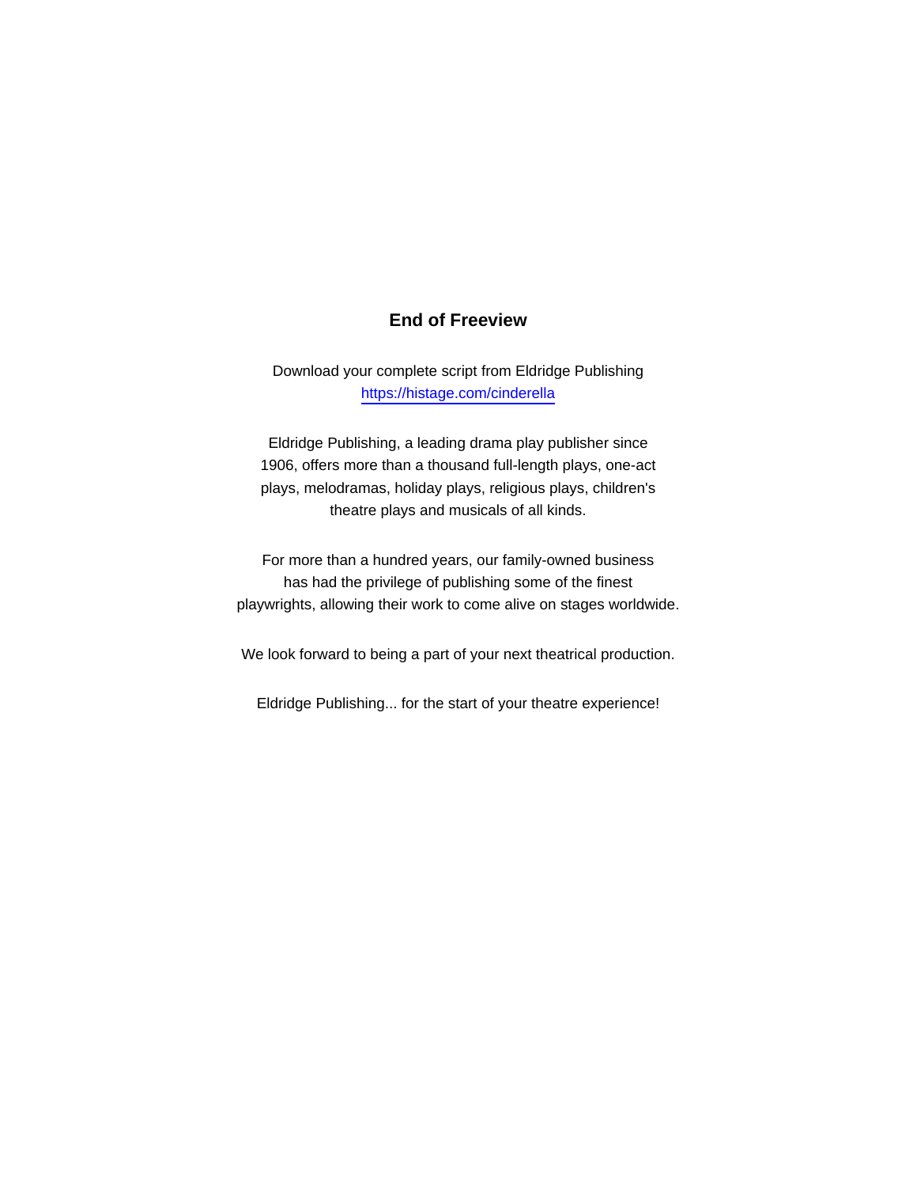## End of Freeview

Download your complete script from Eldridge Publishing
[https://histage.com/cinderella](https://histage.com/cinderella)

Eldridge Publishing, a leading drama play publisher since 1906, offers more than a thousand full-length plays, one-act plays, melodramas, holiday plays, religious plays, children's theatre plays and musicals of all kinds.

For more than a hundred years, our family-owned business has had the privilege of publishing some of the finest playwrights, allowing their work to come alive on stages worldwide.

We look forward to being a part of your next theatrical production.

Eldridge Publishing... for the start of your theatre experience!